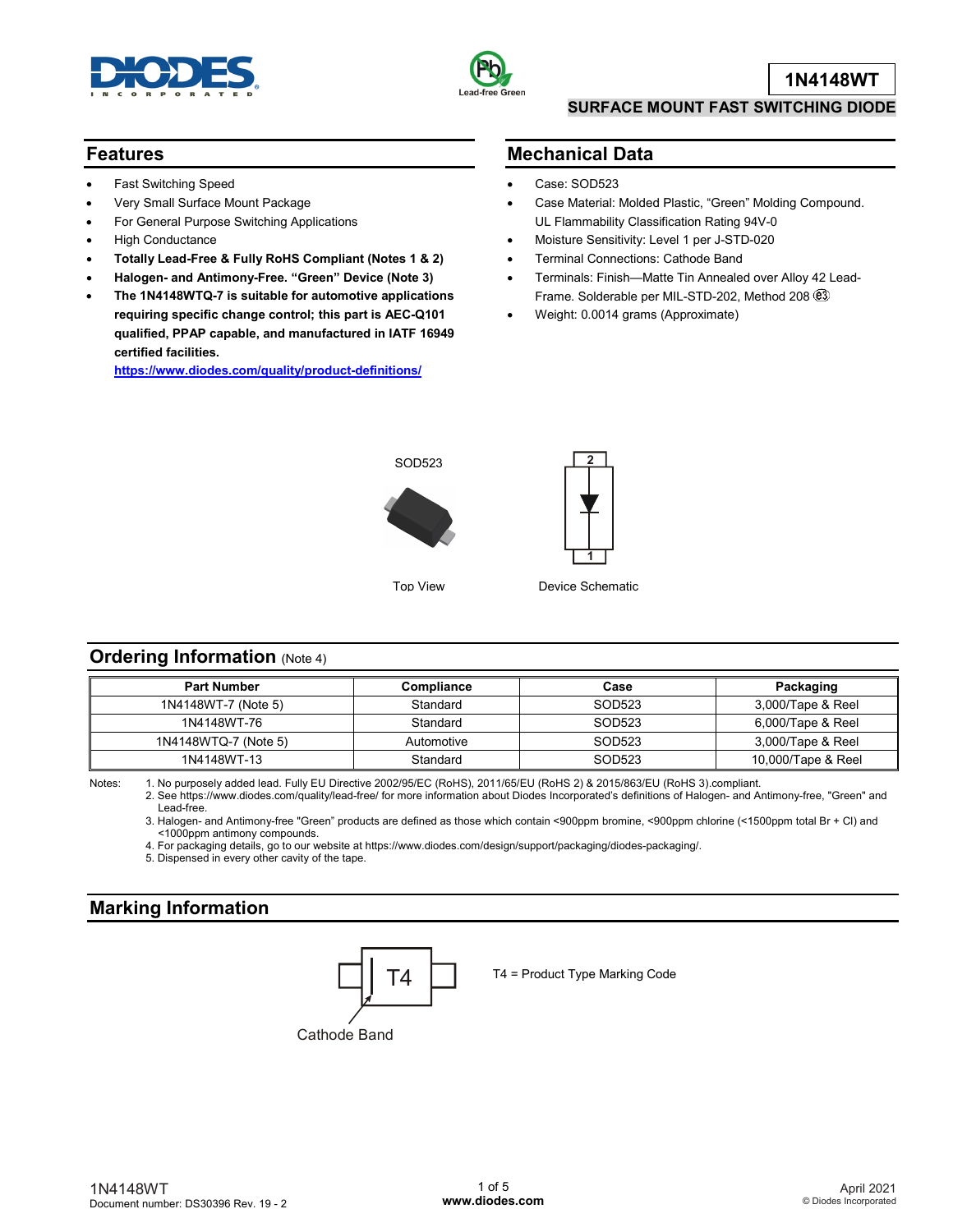# 1N4148WT

## SURFACE MOUNT FAST SWITCHING DIODE

## Features

- Fast Switching Speed
- Very Small Surface Mount Package
- For General Purpose Switching Applications
- High Conductance
- **Totally Lead-Free & Fully RoHS Compliant (Notes 1 & 2)**
- **Halogen- and Antimony-Free. "Green" Device (Note 3)**
- **The 1N4148WTQ-7 is suitable for automotive applications requiring specific change control; this part is AEC-Q101 qualified, PPAP capable, and manufactured in IATF 16949 certified facilities.**
  **https://www.diodes.com/quality/product-definitions/**

## Mechanical Data

- Case: SOD523
- Case Material: Molded Plastic, "Green" Molding Compound. UL Flammability Classification Rating 94V-0
- Moisture Sensitivity: Level 1 per J-STD-020
- Terminal Connections: Cathode Band
- Terminals: Finish—Matte Tin Annealed over Alloy 42 Lead-Frame. Solderable per MIL-STD-202, Method 208 e3
- Weight: 0.0014 grams (Approximate)

SOD523

Top View

Device Schematic

## Ordering Information (Note 4)

| Part Number | Compliance | Case | Packaging |
|---|---|---|---|
| 1N4148WT-7 (Note 5) | Standard | SOD523 | 3,000/Tape & Reel |
| 1N4148WT-76 | Standard | SOD523 | 6,000/Tape & Reel |
| 1N4148WTQ-7 (Note 5) | Automotive | SOD523 | 3,000/Tape & Reel |
| 1N4148WT-13 | Standard | SOD523 | 10,000/Tape & Reel |

Notes:
1. No purposely added lead. Fully EU Directive 2002/95/EC (RoHS), 2011/65/EU (RoHS 2) & 2015/863/EU (RoHS 3).compliant.
2. See https://www.diodes.com/quality/lead-free/ for more information about Diodes Incorporated's definitions of Halogen- and Antimony-free, "Green" and Lead-free.
3. Halogen- and Antimony-free "Green" products are defined as those which contain <900ppm bromine, <900ppm chlorine (<1500ppm total Br + Cl) and <1000ppm antimony compounds.
4. For packaging details, go to our website at https://www.diodes.com/design/support/packaging/diodes-packaging/.
5. Dispensed in every other cavity of the tape.

## Marking Information

T4

Cathode Band

T4 = Product Type Marking Code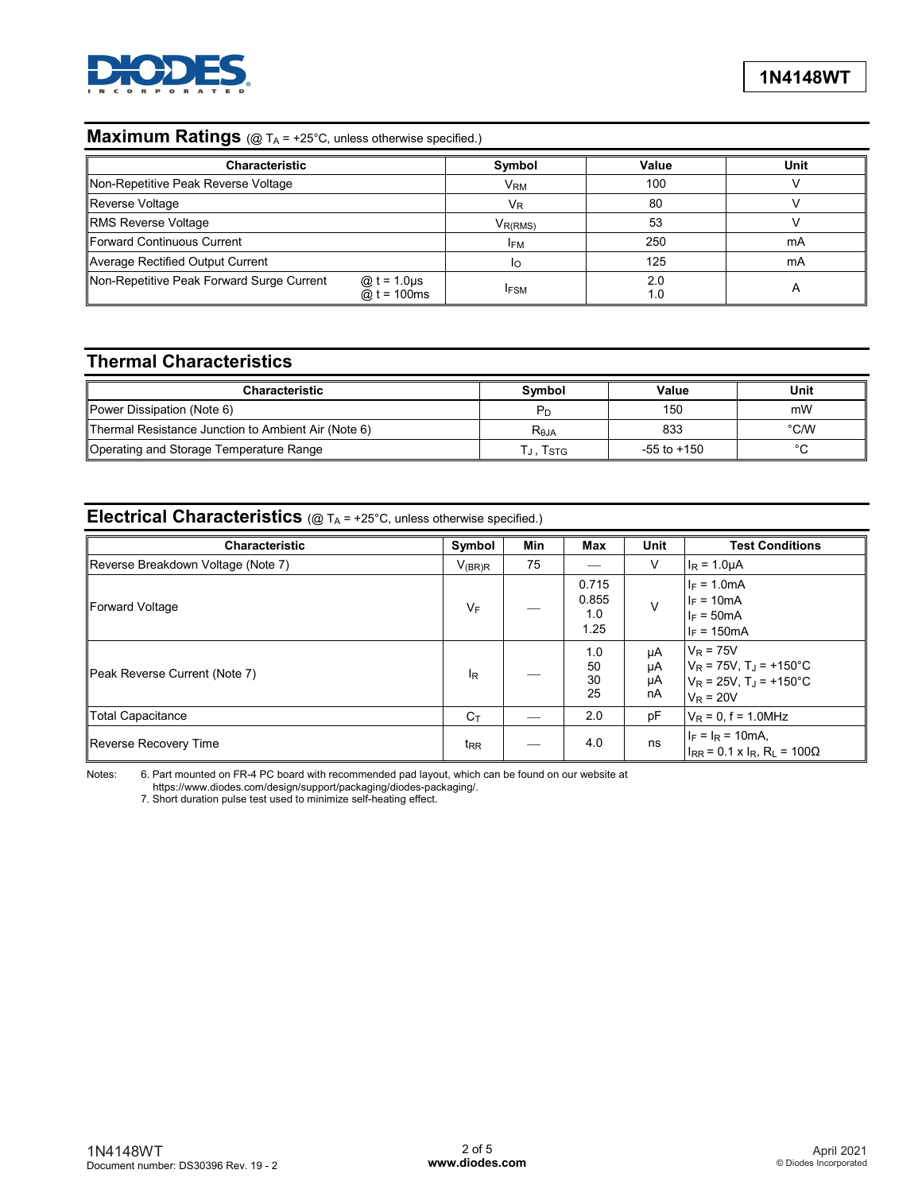## Maximum Ratings (@ $T_A$ = +25°C, unless otherwise specified.)

| Characteristic | Symbol | Value | Unit |
|---|---|---|---|
| Non-Repetitive Peak Reverse Voltage | $V_{RM}$ | 100 | V |
| Reverse Voltage | $V_R$ | 80 | V |
| RMS Reverse Voltage | $V_{R(RMS)}$ | 53 | V |
| Forward Continuous Current | $I_{FM}$ | 250 | mA |
| Average Rectified Output Current | $I_O$ | 125 | mA |
| Non-Repetitive Peak Forward Surge Current @ t = 1.0µs<br>@ t = 100ms | $I_{FSM}$ | 2.0<br>1.0 | A |

## Thermal Characteristics

| Characteristic | Symbol | Value | Unit |
|---|---|---|---|
| Power Dissipation (Note 6) | $P_D$ | 150 | mW |
| Thermal Resistance Junction to Ambient Air (Note 6) | $R_{\theta JA}$ | 833 | °C/W |
| Operating and Storage Temperature Range | $T_J$, $T_{STG}$ | -55 to +150 | °C |

## Electrical Characteristics (@ $T_A$ = +25°C, unless otherwise specified.)

| Characteristic | Symbol | Min | Max | Unit | Test Conditions |
|---|---|---|---|---|---|
| Reverse Breakdown Voltage (Note 7) | $V_{(BR)R}$ | 75 | — | V | $I_R$ = 1.0µA |
| Forward Voltage | $V_F$ | — | 0.715<br>0.855<br>1.0<br>1.25 | V | $I_F$ = 1.0mA<br>$I_F$ = 10mA<br>$I_F$ = 50mA<br>$I_F$ = 150mA |
| Peak Reverse Current (Note 7) | $I_R$ | — | 1.0<br>50<br>30<br>25 | µA<br>µA<br>µA<br>nA | $V_R$ = 75V<br>$V_R$ = 75V, $T_J$ = +150°C<br>$V_R$ = 25V, $T_J$ = +150°C<br>$V_R$ = 20V |
| Total Capacitance | $C_T$ | — | 2.0 | pF | $V_R$ = 0, f = 1.0MHz |
| Reverse Recovery Time | $t_{RR}$ | — | 4.0 | ns | $I_F$ = $I_R$ = 10mA,<br>$I_{RR}$ = 0.1 x $I_R$, $R_L$ = 100Ω |

Notes:
6. Part mounted on FR-4 PC board with recommended pad layout, which can be found on our website at https://www.diodes.com/design/support/packaging/diodes-packaging/.
7. Short duration pulse test used to minimize self-heating effect.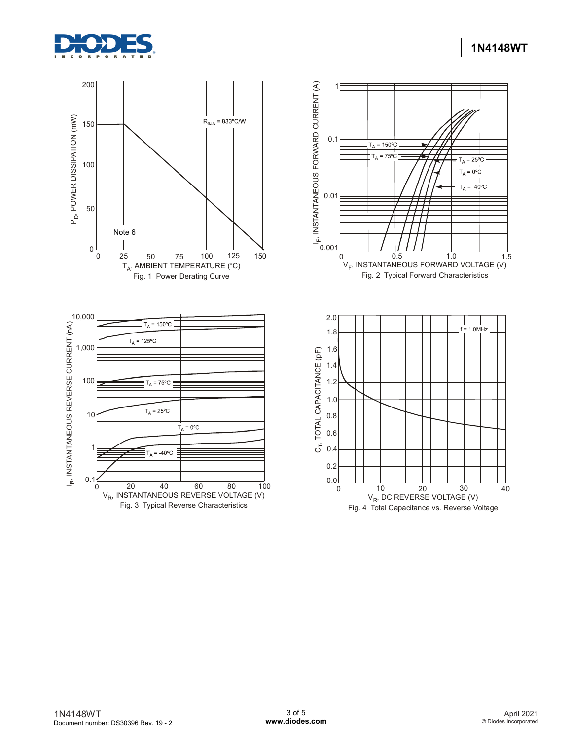Fig. 1 Power Derating Curve

Fig. 2 Typical Forward Characteristics

Fig. 3 Typical Reverse Characteristics

Fig. 4 Total Capacitance vs. Reverse Voltage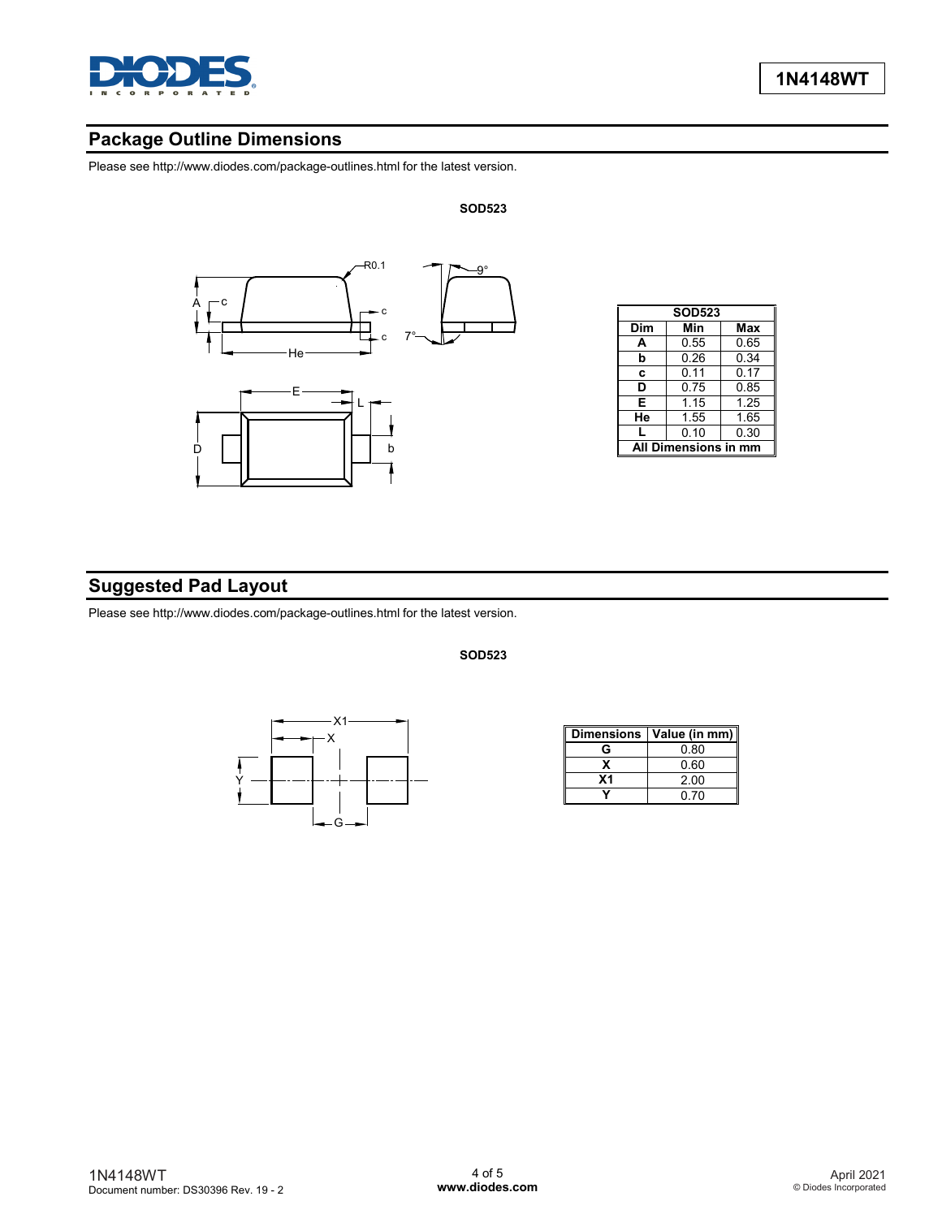## Package Outline Dimensions

Please see http://www.diodes.com/package-outlines.html for the latest version.

**SOD523**

| Dim | Min | Max |
|---|---|---|
| A | 0.55 | 0.65 |
| b | 0.26 | 0.34 |
| c | 0.11 | 0.17 |
| D | 0.75 | 0.85 |
| E | 1.15 | 1.25 |
| He | 1.55 | 1.65 |
| L | 0.10 | 0.30 |
| All Dimensions in mm | | |

## Suggested Pad Layout

Please see http://www.diodes.com/package-outlines.html for the latest version.

**SOD523**

| Dimensions | Value (in mm) |
|---|---|
| G | 0.80 |
| X | 0.60 |
| X1 | 2.00 |
| Y | 0.70 |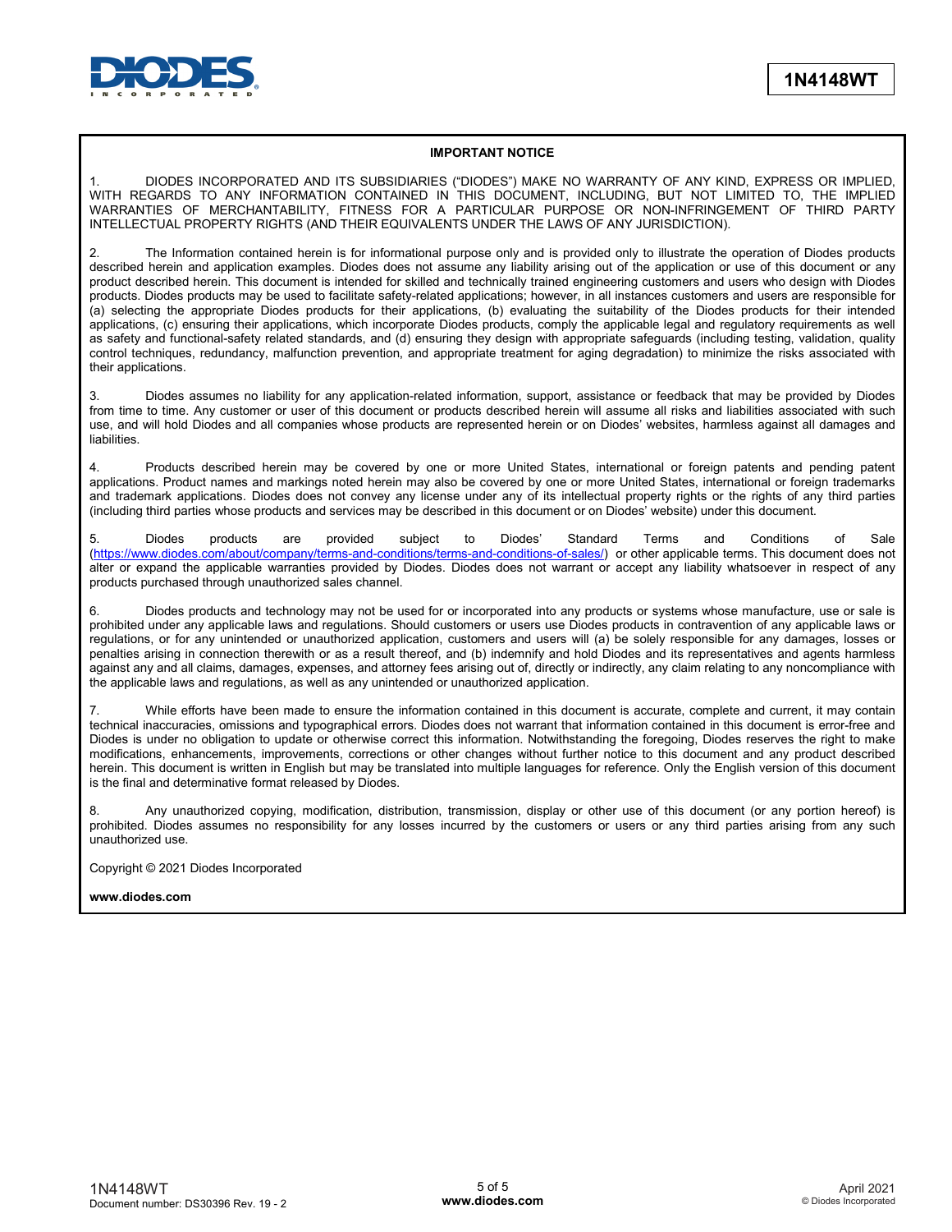**IMPORTANT NOTICE**

1. DIODES INCORPORATED AND ITS SUBSIDIARIES ("DIODES") MAKE NO WARRANTY OF ANY KIND, EXPRESS OR IMPLIED, WITH REGARDS TO ANY INFORMATION CONTAINED IN THIS DOCUMENT, INCLUDING, BUT NOT LIMITED TO, THE IMPLIED WARRANTIES OF MERCHANTABILITY, FITNESS FOR A PARTICULAR PURPOSE OR NON-INFRINGEMENT OF THIRD PARTY INTELLECTUAL PROPERTY RIGHTS (AND THEIR EQUIVALENTS UNDER THE LAWS OF ANY JURISDICTION).

2. The Information contained herein is for informational purpose only and is provided only to illustrate the operation of Diodes products described herein and application examples. Diodes does not assume any liability arising out of the application or use of this document or any product described herein. This document is intended for skilled and technically trained engineering customers and users who design with Diodes products. Diodes products may be used to facilitate safety-related applications; however, in all instances customers and users are responsible for (a) selecting the appropriate Diodes products for their applications, (b) evaluating the suitability of the Diodes products for their intended applications, (c) ensuring their applications, which incorporate Diodes products, comply the applicable legal and regulatory requirements as well as safety and functional-safety related standards, and (d) ensuring they design with appropriate safeguards (including testing, validation, quality control techniques, redundancy, malfunction prevention, and appropriate treatment for aging degradation) to minimize the risks associated with their applications.

3. Diodes assumes no liability for any application-related information, support, assistance or feedback that may be provided by Diodes from time to time. Any customer or user of this document or products described herein will assume all risks and liabilities associated with such use, and will hold Diodes and all companies whose products are represented herein or on Diodes' websites, harmless against all damages and liabilities.

4. Products described herein may be covered by one or more United States, international or foreign patents and pending patent applications. Product names and markings noted herein may also be covered by one or more United States, international or foreign trademarks and trademark applications. Diodes does not convey any license under any of its intellectual property rights or the rights of any third parties (including third parties whose products and services may be described in this document or on Diodes' website) under this document.

5. Diodes products are provided subject to Diodes' Standard Terms and Conditions of Sale (https://www.diodes.com/about/company/terms-and-conditions/terms-and-conditions-of-sale/) or other applicable terms. This document does not alter or expand the applicable warranties provided by Diodes. Diodes does not warrant or accept any liability whatsoever in respect of any products purchased through unauthorized sales channel.

6. Diodes products and technology may not be used for or incorporated into any products or systems whose manufacture, use or sale is prohibited under any applicable laws and regulations. Should customers or users use Diodes products in contravention of any applicable laws or regulations, or for any unintended or unauthorized application, customers and users will (a) be solely responsible for any damages, losses or penalties arising in connection therewith or as a result thereof, and (b) indemnify and hold Diodes and its representatives and agents harmless against any and all claims, damages, expenses, and attorney fees arising out of, directly or indirectly, any claim relating to any noncompliance with the applicable laws and regulations, as well as any unintended or unauthorized application.

7. While efforts have been made to ensure the information contained in this document is accurate, complete and current, it may contain technical inaccuracies, omissions and typographical errors. Diodes does not warrant that information contained in this document is error-free and Diodes is under no obligation to update or otherwise correct this information. Notwithstanding the foregoing, Diodes reserves the right to make modifications, enhancements, improvements, corrections or other changes without further notice to this document and any product described herein. This document is written in English but may be translated into multiple languages for reference. Only the English version of this document is the final and determinative format released by Diodes.

8. Any unauthorized copying, modification, distribution, transmission, display or other use of this document (or any portion hereof) is prohibited. Diodes assumes no responsibility for any losses incurred by the customers or users or any third parties arising from any such unauthorized use.

Copyright © 2021 Diodes Incorporated

**www.diodes.com**